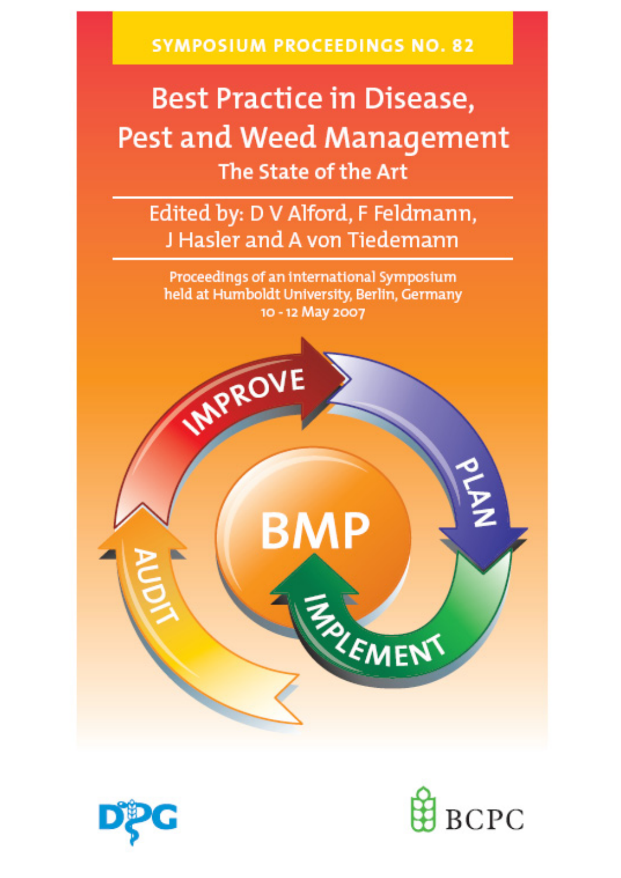SYMPOSIUM PROCEEDINGS NO. 82

# Best Practice in Disease, Pest and Weed Management

## The State of the Art

Edited by: D V Alford, F Feldmann, J Hasler and A von Tiedemann

Proceedings of an international Symposium held at Humboldt University, Berlin, Germany 10 - 12 May 2007

IMPROVE

PLAN

IMPLEMENT

AUDIT

BMP

DPG

BCPC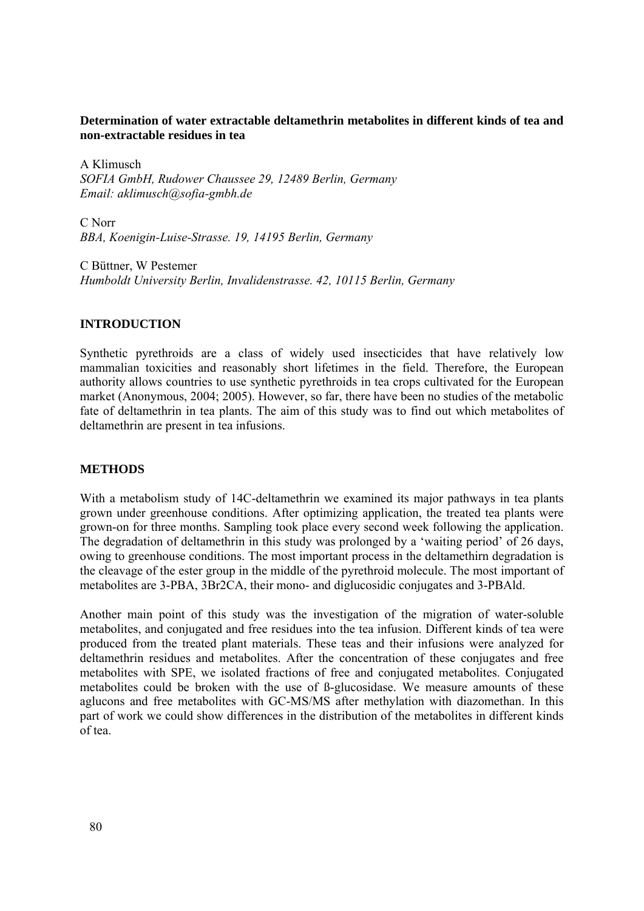**Determination of water extractable deltamethrin metabolites in different kinds of tea and non-extractable residues in tea**

A Klimusch
*SOFIA GmbH, Rudower Chaussee 29, 12489 Berlin, Germany*
*Email: aklimusch@sofia-gmbh.de*

C Norr
*BBA, Koenigin-Luise-Strasse. 19, 14195 Berlin, Germany*

C Büttner, W Pestemer
*Humboldt University Berlin, Invalidenstrasse. 42, 10115 Berlin, Germany*

## INTRODUCTION

Synthetic pyrethroids are a class of widely used insecticides that have relatively low mammalian toxicities and reasonably short lifetimes in the field. Therefore, the European authority allows countries to use synthetic pyrethroids in tea crops cultivated for the European market (Anonymous, 2004; 2005). However, so far, there have been no studies of the metabolic fate of deltamethrin in tea plants. The aim of this study was to find out which metabolites of deltamethrin are present in tea infusions.

## METHODS

With a metabolism study of 14C-deltamethrin we examined its major pathways in tea plants grown under greenhouse conditions. After optimizing application, the treated tea plants were grown-on for three months. Sampling took place every second week following the application. The degradation of deltamethrin in this study was prolonged by a 'waiting period' of 26 days, owing to greenhouse conditions. The most important process in the deltamethirn degradation is the cleavage of the ester group in the middle of the pyrethroid molecule. The most important of metabolites are 3-PBA, 3Br2CA, their mono- and diglucosidic conjugates and 3-PBAld.

Another main point of this study was the investigation of the migration of water-soluble metabolites, and conjugated and free residues into the tea infusion. Different kinds of tea were produced from the treated plant materials. These teas and their infusions were analyzed for deltamethrin residues and metabolites. After the concentration of these conjugates and free metabolites with SPE, we isolated fractions of free and conjugated metabolites. Conjugated metabolites could be broken with the use of ß-glucosidase. We measure amounts of these aglucons and free metabolites with GC-MS/MS after methylation with diazomethan. In this part of work we could show differences in the distribution of the metabolites in different kinds of tea.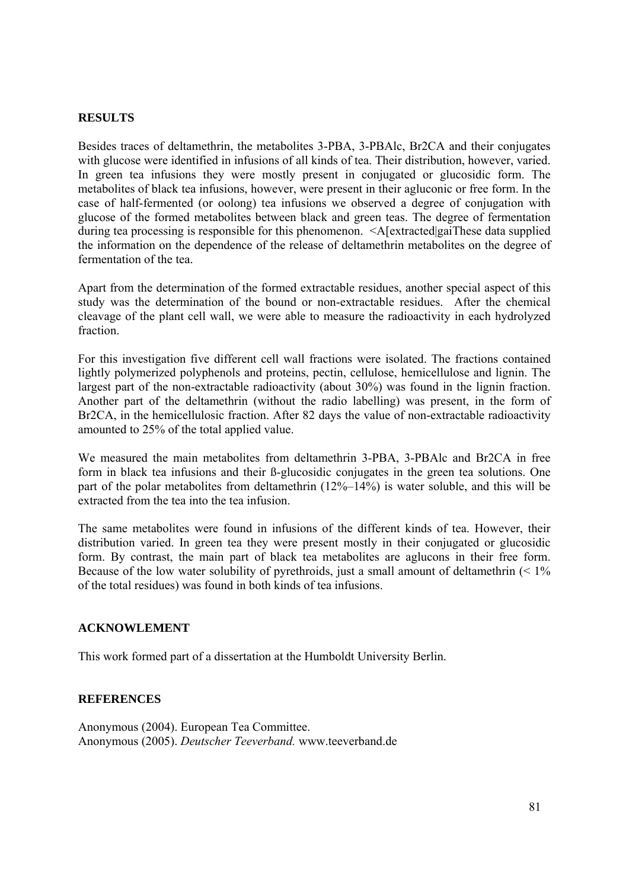**RESULTS**

Besides traces of deltamethrin, the metabolites 3-PBA, 3-PBAlc, Br2CA and their conjugates with glucose were identified in infusions of all kinds of tea. Their distribution, however, varied. In green tea infusions they were mostly present in conjugated or glucosidic form. The metabolites of black tea infusions, however, were present in their agluconic or free form. In the case of half-fermented (or oolong) tea infusions we observed a degree of conjugation with glucose of the formed metabolites between black and green teas. The degree of fermentation during tea processing is responsible for this phenomenon. <A[extracted|gaiThese data supplied the information on the dependence of the release of deltamethrin metabolites on the degree of fermentation of the tea.

Apart from the determination of the formed extractable residues, another special aspect of this study was the determination of the bound or non-extractable residues. After the chemical cleavage of the plant cell wall, we were able to measure the radioactivity in each hydrolyzed fraction.

For this investigation five different cell wall fractions were isolated. The fractions contained lightly polymerized polyphenols and proteins, pectin, cellulose, hemicellulose and lignin. The largest part of the non-extractable radioactivity (about 30%) was found in the lignin fraction. Another part of the deltamethrin (without the radio labelling) was present, in the form of Br2CA, in the hemicellulosic fraction. After 82 days the value of non-extractable radioactivity amounted to 25% of the total applied value.

We measured the main metabolites from deltamethrin 3-PBA, 3-PBAlc and Br2CA in free form in black tea infusions and their ß-glucosidic conjugates in the green tea solutions. One part of the polar metabolites from deltamethrin (12%–14%) is water soluble, and this will be extracted from the tea into the tea infusion.

The same metabolites were found in infusions of the different kinds of tea. However, their distribution varied. In green tea they were present mostly in their conjugated or glucosidic form. By contrast, the main part of black tea metabolites are aglucons in their free form. Because of the low water solubility of pyrethroids, just a small amount of deltamethrin (< 1% of the total residues) was found in both kinds of tea infusions.

**ACKNOWLEMENT**

This work formed part of a dissertation at the Humboldt University Berlin.

**REFERENCES**

Anonymous (2004). European Tea Committee.
Anonymous (2005). *Deutscher Teeverband.* www.teeverband.de